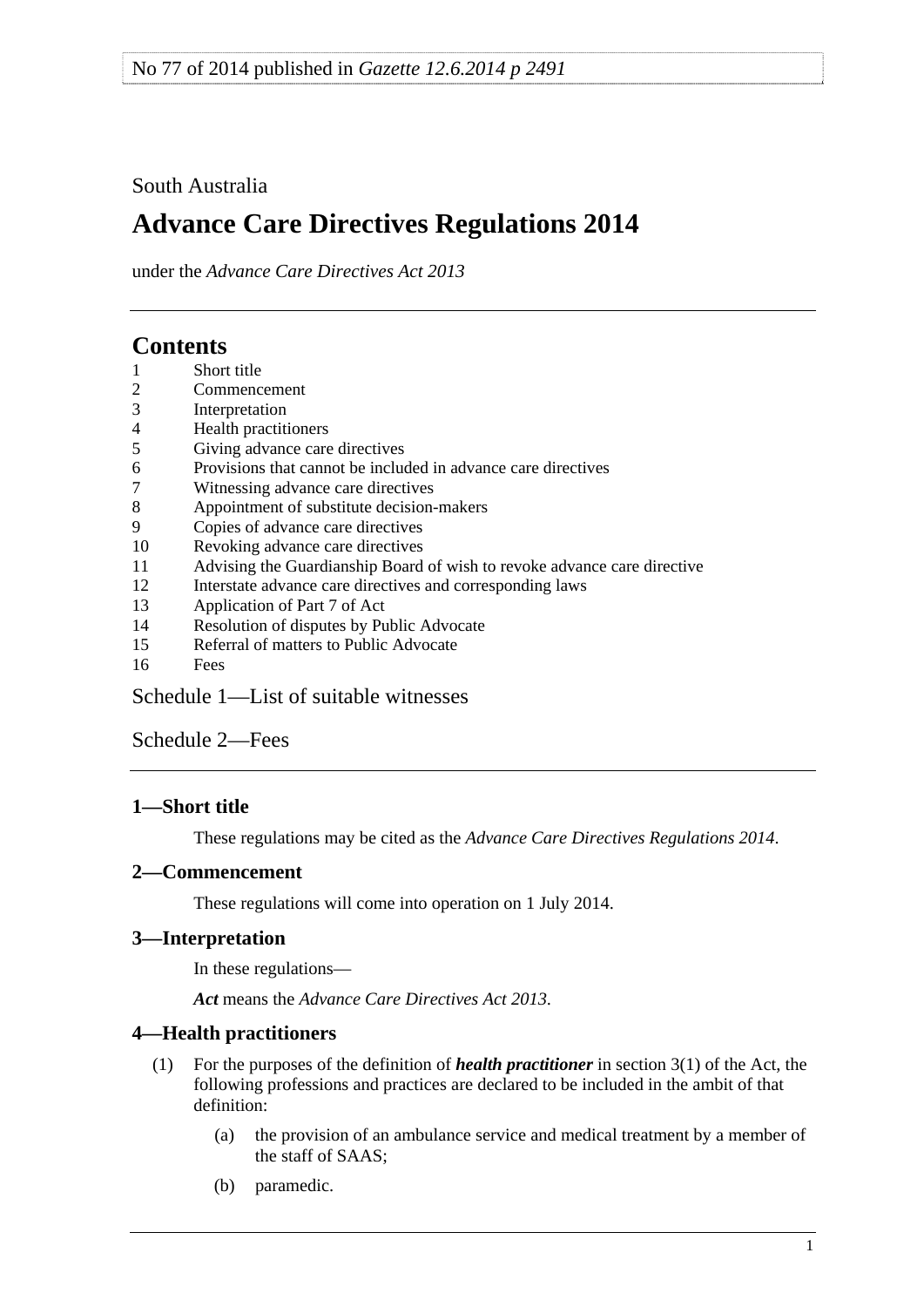No 77 of 2014 published in *Gazette 12.6.2014 p 2491*

South Australia

# Advance Care Directives Regulations 2014

under the *Advance Care Directives Act 2013*

## Contents

1 Short title
2 Commencement
3 Interpretation
4 Health practitioners
5 Giving advance care directives
6 Provisions that cannot be included in advance care directives
7 Witnessing advance care directives
8 Appointment of substitute decision-makers
9 Copies of advance care directives
10 Revoking advance care directives
11 Advising the Guardianship Board of wish to revoke advance care directive
12 Interstate advance care directives and corresponding laws
13 Application of Part 7 of Act
14 Resolution of disputes by Public Advocate
15 Referral of matters to Public Advocate
16 Fees

Schedule 1—List of suitable witnesses

Schedule 2—Fees

### 1—Short title

These regulations may be cited as the *Advance Care Directives Regulations 2014*.

### 2—Commencement

These regulations will come into operation on 1 July 2014.

### 3—Interpretation

In these regulations—

***Act*** means the *Advance Care Directives Act 2013*.

### 4—Health practitioners

(1) For the purposes of the definition of ***health practitioner*** in section 3(1) of the Act, the following professions and practices are declared to be included in the ambit of that definition:

(a) the provision of an ambulance service and medical treatment by a member of the staff of SAAS;

(b) paramedic.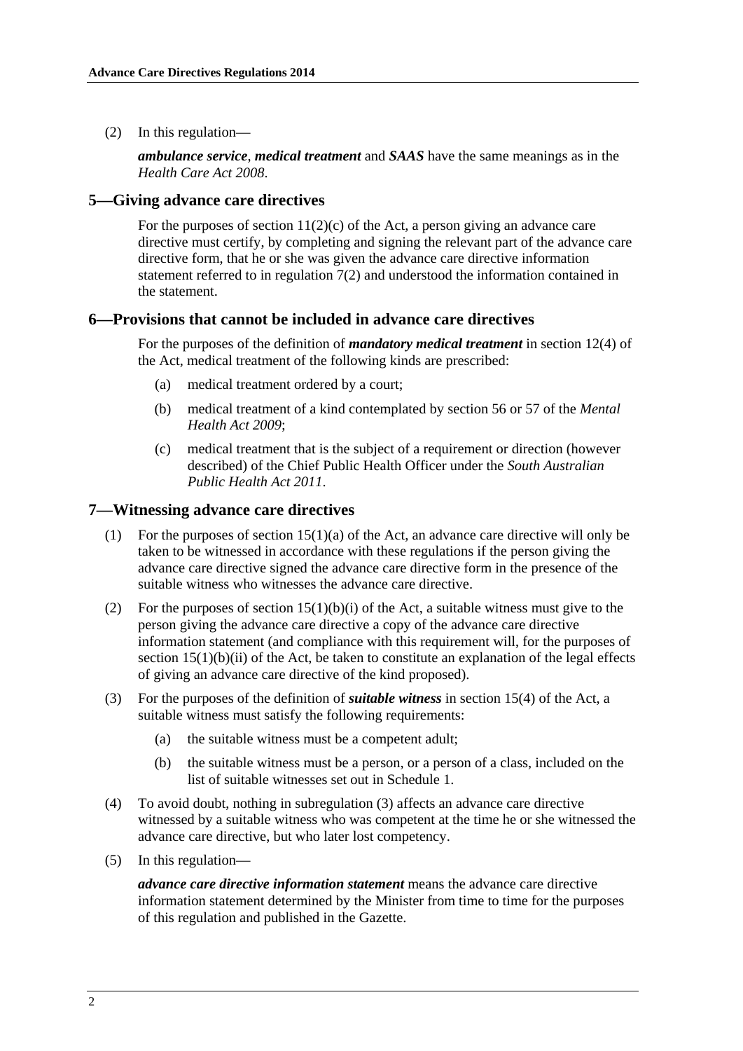(2) In this regulation—

***ambulance service***, ***medical treatment*** and ***SAAS*** have the same meanings as in the *Health Care Act 2008*.

## 5—Giving advance care directives

For the purposes of section 11(2)(c) of the Act, a person giving an advance care directive must certify, by completing and signing the relevant part of the advance care directive form, that he or she was given the advance care directive information statement referred to in regulation 7(2) and understood the information contained in the statement.

## 6—Provisions that cannot be included in advance care directives

For the purposes of the definition of ***mandatory medical treatment*** in section 12(4) of the Act, medical treatment of the following kinds are prescribed:

- (a) medical treatment ordered by a court;
- (b) medical treatment of a kind contemplated by section 56 or 57 of the *Mental Health Act 2009*;
- (c) medical treatment that is the subject of a requirement or direction (however described) of the Chief Public Health Officer under the *South Australian Public Health Act 2011*.

## 7—Witnessing advance care directives

(1) For the purposes of section 15(1)(a) of the Act, an advance care directive will only be taken to be witnessed in accordance with these regulations if the person giving the advance care directive signed the advance care directive form in the presence of the suitable witness who witnesses the advance care directive.

(2) For the purposes of section 15(1)(b)(i) of the Act, a suitable witness must give to the person giving the advance care directive a copy of the advance care directive information statement (and compliance with this requirement will, for the purposes of section 15(1)(b)(ii) of the Act, be taken to constitute an explanation of the legal effects of giving an advance care directive of the kind proposed).

(3) For the purposes of the definition of ***suitable witness*** in section 15(4) of the Act, a suitable witness must satisfy the following requirements:

- (a) the suitable witness must be a competent adult;
- (b) the suitable witness must be a person, or a person of a class, included on the list of suitable witnesses set out in Schedule 1.

(4) To avoid doubt, nothing in subregulation (3) affects an advance care directive witnessed by a suitable witness who was competent at the time he or she witnessed the advance care directive, but who later lost competency.

(5) In this regulation—

***advance care directive information statement*** means the advance care directive information statement determined by the Minister from time to time for the purposes of this regulation and published in the Gazette.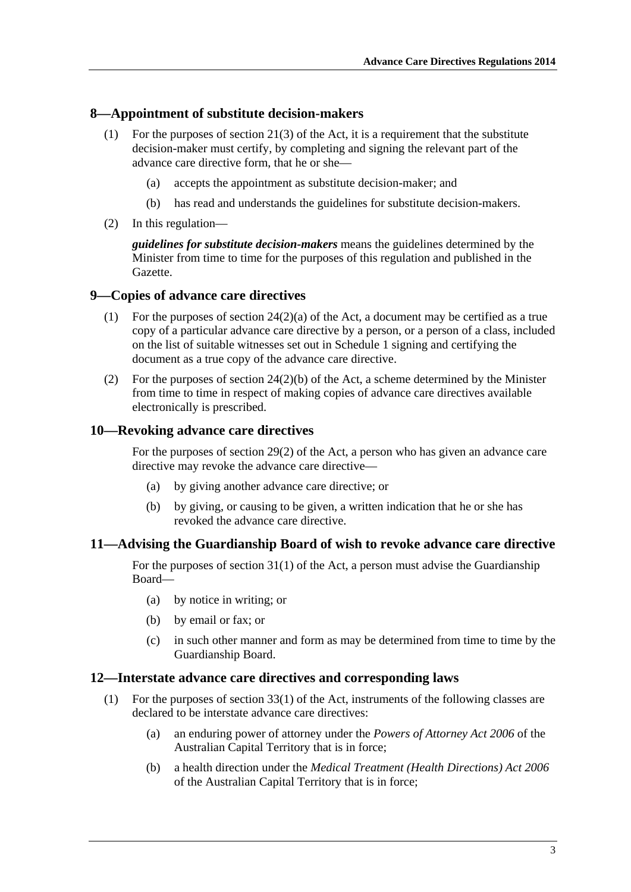## 8—Appointment of substitute decision-makers

(1) For the purposes of section 21(3) of the Act, it is a requirement that the substitute decision-maker must certify, by completing and signing the relevant part of the advance care directive form, that he or she—

- (a) accepts the appointment as substitute decision-maker; and
- (b) has read and understands the guidelines for substitute decision-makers.

(2) In this regulation—

***guidelines for substitute decision-makers*** means the guidelines determined by the Minister from time to time for the purposes of this regulation and published in the Gazette.

## 9—Copies of advance care directives

(1) For the purposes of section 24(2)(a) of the Act, a document may be certified as a true copy of a particular advance care directive by a person, or a person of a class, included on the list of suitable witnesses set out in Schedule 1 signing and certifying the document as a true copy of the advance care directive.

(2) For the purposes of section 24(2)(b) of the Act, a scheme determined by the Minister from time to time in respect of making copies of advance care directives available electronically is prescribed.

## 10—Revoking advance care directives

For the purposes of section 29(2) of the Act, a person who has given an advance care directive may revoke the advance care directive—

- (a) by giving another advance care directive; or
- (b) by giving, or causing to be given, a written indication that he or she has revoked the advance care directive.

## 11—Advising the Guardianship Board of wish to revoke advance care directive

For the purposes of section 31(1) of the Act, a person must advise the Guardianship Board—

- (a) by notice in writing; or
- (b) by email or fax; or
- (c) in such other manner and form as may be determined from time to time by the Guardianship Board.

## 12—Interstate advance care directives and corresponding laws

(1) For the purposes of section 33(1) of the Act, instruments of the following classes are declared to be interstate advance care directives:

- (a) an enduring power of attorney under the *Powers of Attorney Act 2006* of the Australian Capital Territory that is in force;
- (b) a health direction under the *Medical Treatment (Health Directions) Act 2006* of the Australian Capital Territory that is in force;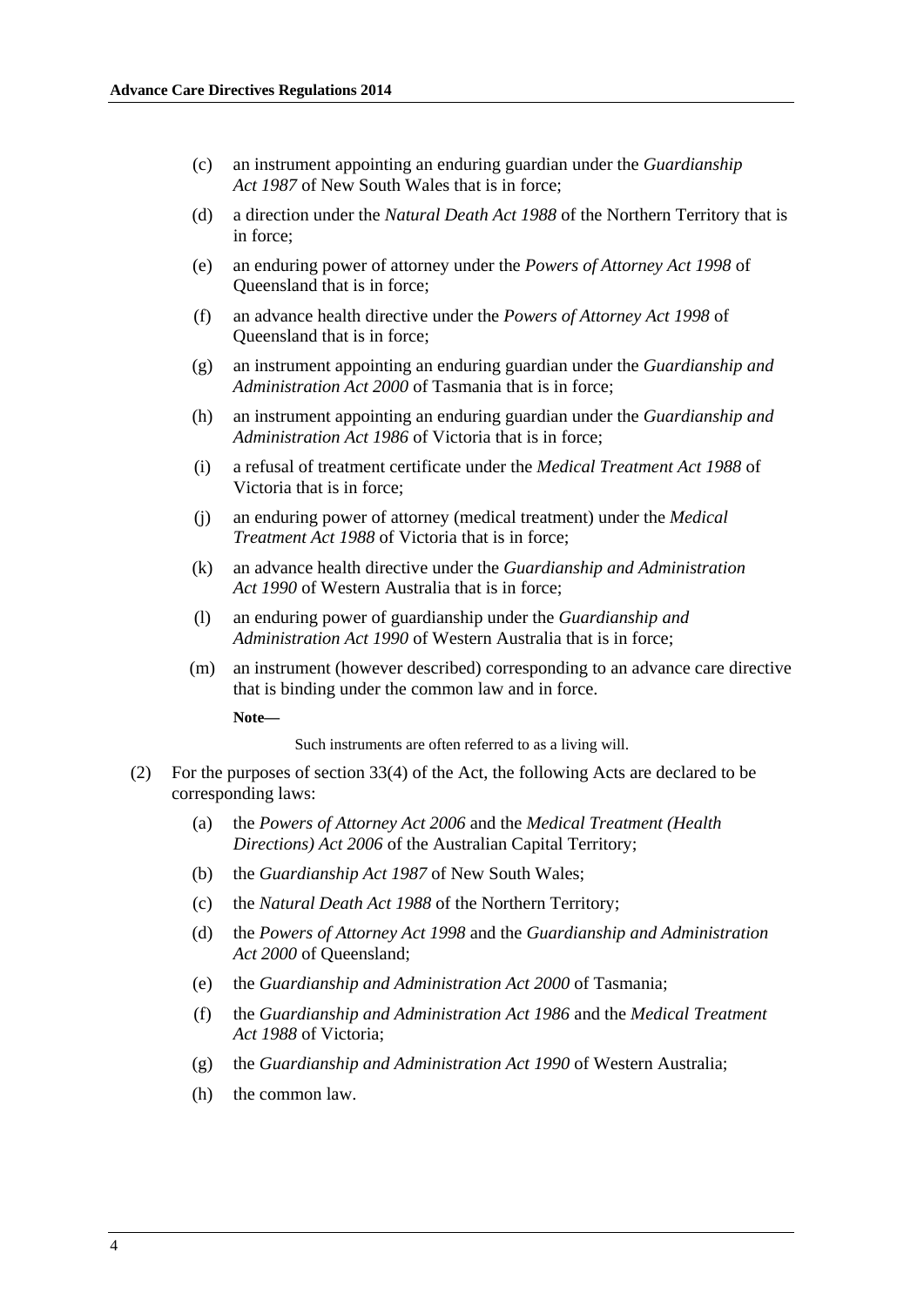(c) an instrument appointing an enduring guardian under the *Guardianship Act 1987* of New South Wales that is in force;

(d) a direction under the *Natural Death Act 1988* of the Northern Territory that is in force;

(e) an enduring power of attorney under the *Powers of Attorney Act 1998* of Queensland that is in force;

(f) an advance health directive under the *Powers of Attorney Act 1998* of Queensland that is in force;

(g) an instrument appointing an enduring guardian under the *Guardianship and Administration Act 2000* of Tasmania that is in force;

(h) an instrument appointing an enduring guardian under the *Guardianship and Administration Act 1986* of Victoria that is in force;

(i) a refusal of treatment certificate under the *Medical Treatment Act 1988* of Victoria that is in force;

(j) an enduring power of attorney (medical treatment) under the *Medical Treatment Act 1988* of Victoria that is in force;

(k) an advance health directive under the *Guardianship and Administration Act 1990* of Western Australia that is in force;

(l) an enduring power of guardianship under the *Guardianship and Administration Act 1990* of Western Australia that is in force;

(m) an instrument (however described) corresponding to an advance care directive that is binding under the common law and in force.

**Note—**

Such instruments are often referred to as a living will.

(2) For the purposes of section 33(4) of the Act, the following Acts are declared to be corresponding laws:

(a) the *Powers of Attorney Act 2006* and the *Medical Treatment (Health Directions) Act 2006* of the Australian Capital Territory;

(b) the *Guardianship Act 1987* of New South Wales;

(c) the *Natural Death Act 1988* of the Northern Territory;

(d) the *Powers of Attorney Act 1998* and the *Guardianship and Administration Act 2000* of Queensland;

(e) the *Guardianship and Administration Act 2000* of Tasmania;

(f) the *Guardianship and Administration Act 1986* and the *Medical Treatment Act 1988* of Victoria;

(g) the *Guardianship and Administration Act 1990* of Western Australia;

(h) the common law.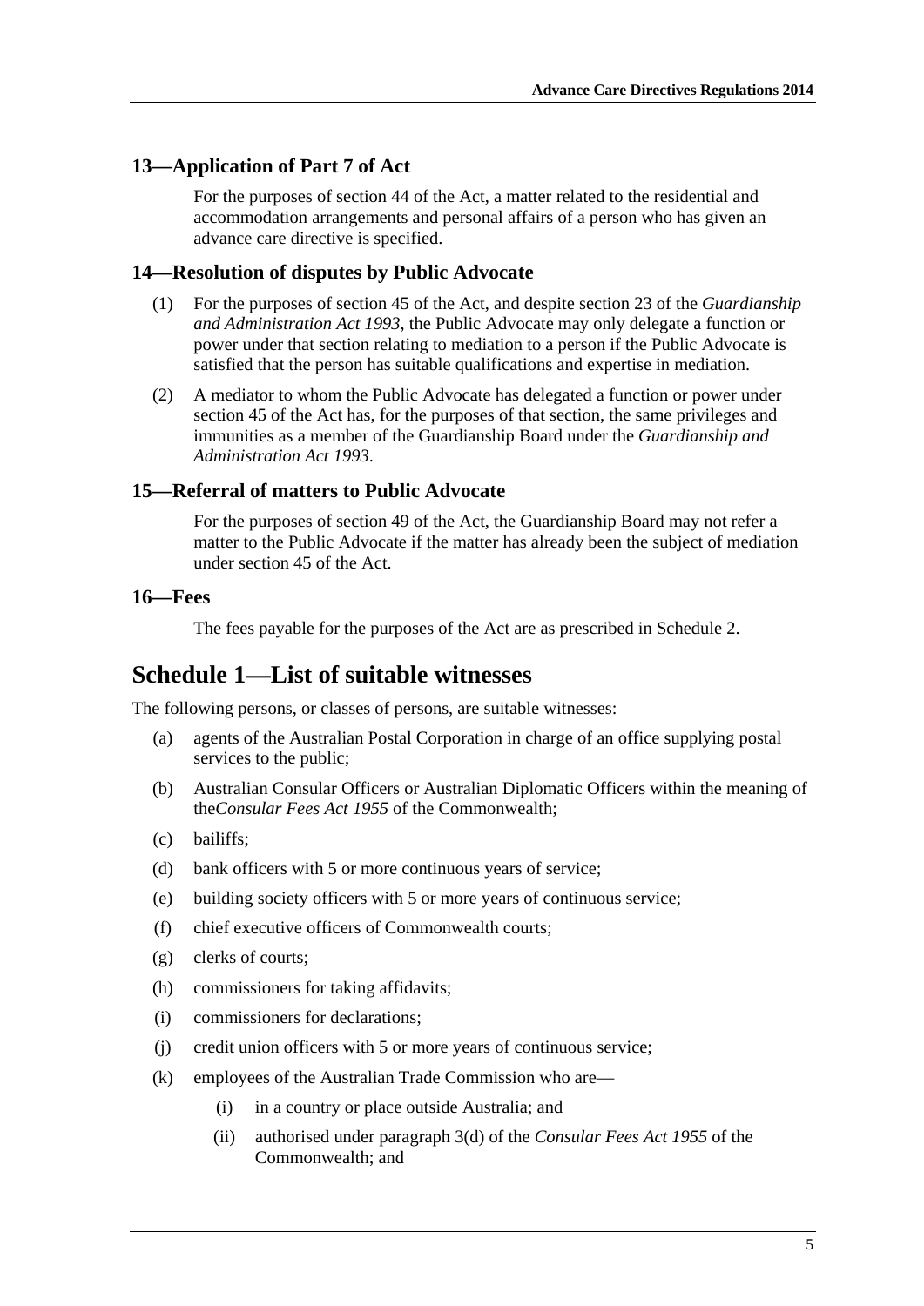### 13—Application of Part 7 of Act

For the purposes of section 44 of the Act, a matter related to the residential and accommodation arrangements and personal affairs of a person who has given an advance care directive is specified.

### 14—Resolution of disputes by Public Advocate

(1) For the purposes of section 45 of the Act, and despite section 23 of the *Guardianship and Administration Act 1993*, the Public Advocate may only delegate a function or power under that section relating to mediation to a person if the Public Advocate is satisfied that the person has suitable qualifications and expertise in mediation.

(2) A mediator to whom the Public Advocate has delegated a function or power under section 45 of the Act has, for the purposes of that section, the same privileges and immunities as a member of the Guardianship Board under the *Guardianship and Administration Act 1993*.

### 15—Referral of matters to Public Advocate

For the purposes of section 49 of the Act, the Guardianship Board may not refer a matter to the Public Advocate if the matter has already been the subject of mediation under section 45 of the Act.

### 16—Fees

The fees payable for the purposes of the Act are as prescribed in Schedule 2.

## Schedule 1—List of suitable witnesses

The following persons, or classes of persons, are suitable witnesses:

(a) agents of the Australian Postal Corporation in charge of an office supplying postal services to the public;

(b) Australian Consular Officers or Australian Diplomatic Officers within the meaning of the*Consular Fees Act 1955* of the Commonwealth;

(c) bailiffs;

(d) bank officers with 5 or more continuous years of service;

(e) building society officers with 5 or more years of continuous service;

(f) chief executive officers of Commonwealth courts;

(g) clerks of courts;

(h) commissioners for taking affidavits;

(i) commissioners for declarations;

(j) credit union officers with 5 or more years of continuous service;

(k) employees of the Australian Trade Commission who are—

  (i) in a country or place outside Australia; and

  (ii) authorised under paragraph 3(d) of the *Consular Fees Act 1955* of the Commonwealth; and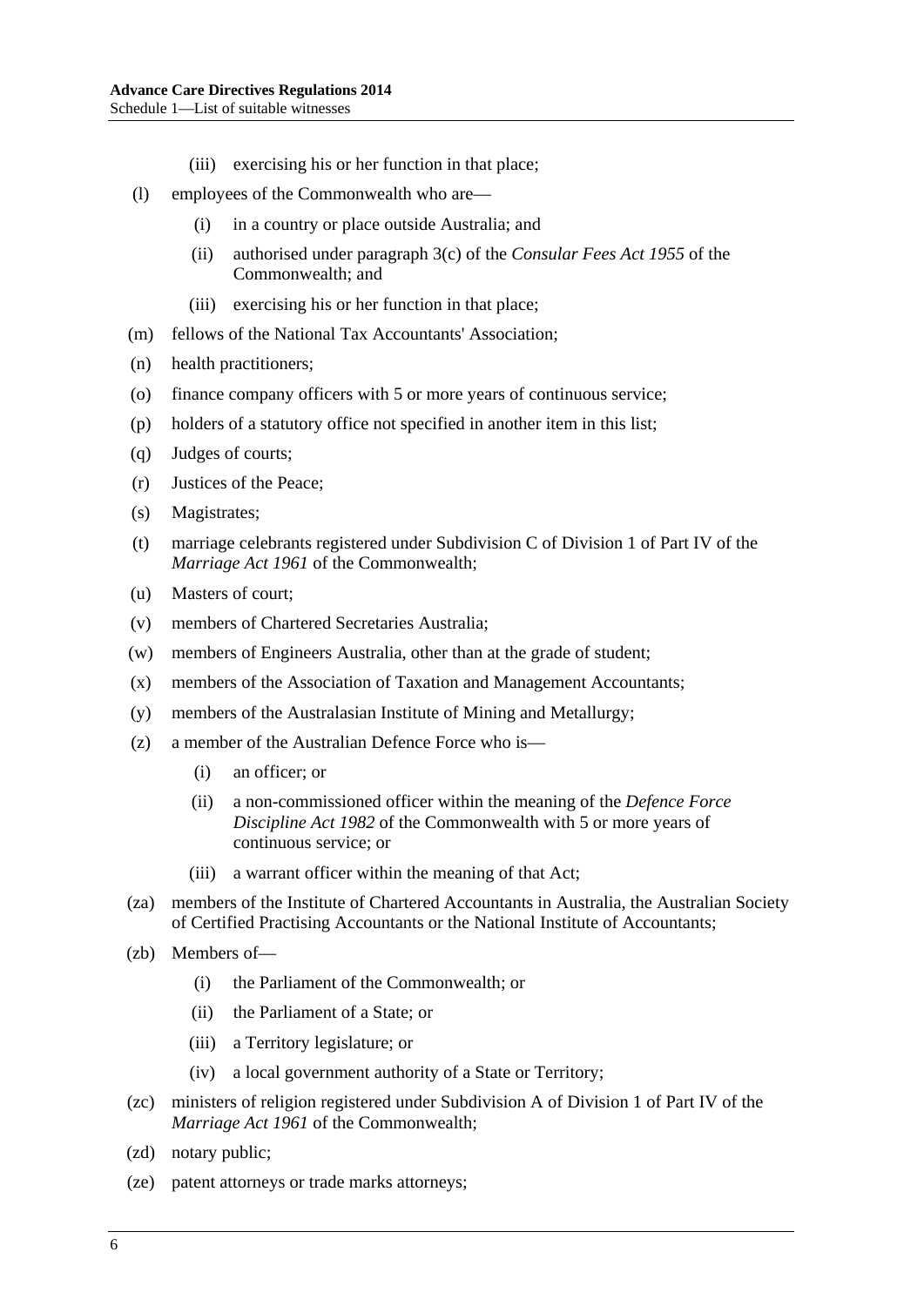(iii) exercising his or her function in that place;

(l) employees of the Commonwealth who are—

(i) in a country or place outside Australia; and

(ii) authorised under paragraph 3(c) of the *Consular Fees Act 1955* of the Commonwealth; and

(iii) exercising his or her function in that place;

(m) fellows of the National Tax Accountants' Association;

(n) health practitioners;

(o) finance company officers with 5 or more years of continuous service;

(p) holders of a statutory office not specified in another item in this list;

(q) Judges of courts;

(r) Justices of the Peace;

(s) Magistrates;

(t) marriage celebrants registered under Subdivision C of Division 1 of Part IV of the *Marriage Act 1961* of the Commonwealth;

(u) Masters of court;

(v) members of Chartered Secretaries Australia;

(w) members of Engineers Australia, other than at the grade of student;

(x) members of the Association of Taxation and Management Accountants;

(y) members of the Australasian Institute of Mining and Metallurgy;

(z) a member of the Australian Defence Force who is—

(i) an officer; or

(ii) a non-commissioned officer within the meaning of the *Defence Force Discipline Act 1982* of the Commonwealth with 5 or more years of continuous service; or

(iii) a warrant officer within the meaning of that Act;

(za) members of the Institute of Chartered Accountants in Australia, the Australian Society of Certified Practising Accountants or the National Institute of Accountants;

(zb) Members of—

(i) the Parliament of the Commonwealth; or

(ii) the Parliament of a State; or

(iii) a Territory legislature; or

(iv) a local government authority of a State or Territory;

(zc) ministers of religion registered under Subdivision A of Division 1 of Part IV of the *Marriage Act 1961* of the Commonwealth;

(zd) notary public;

(ze) patent attorneys or trade marks attorneys;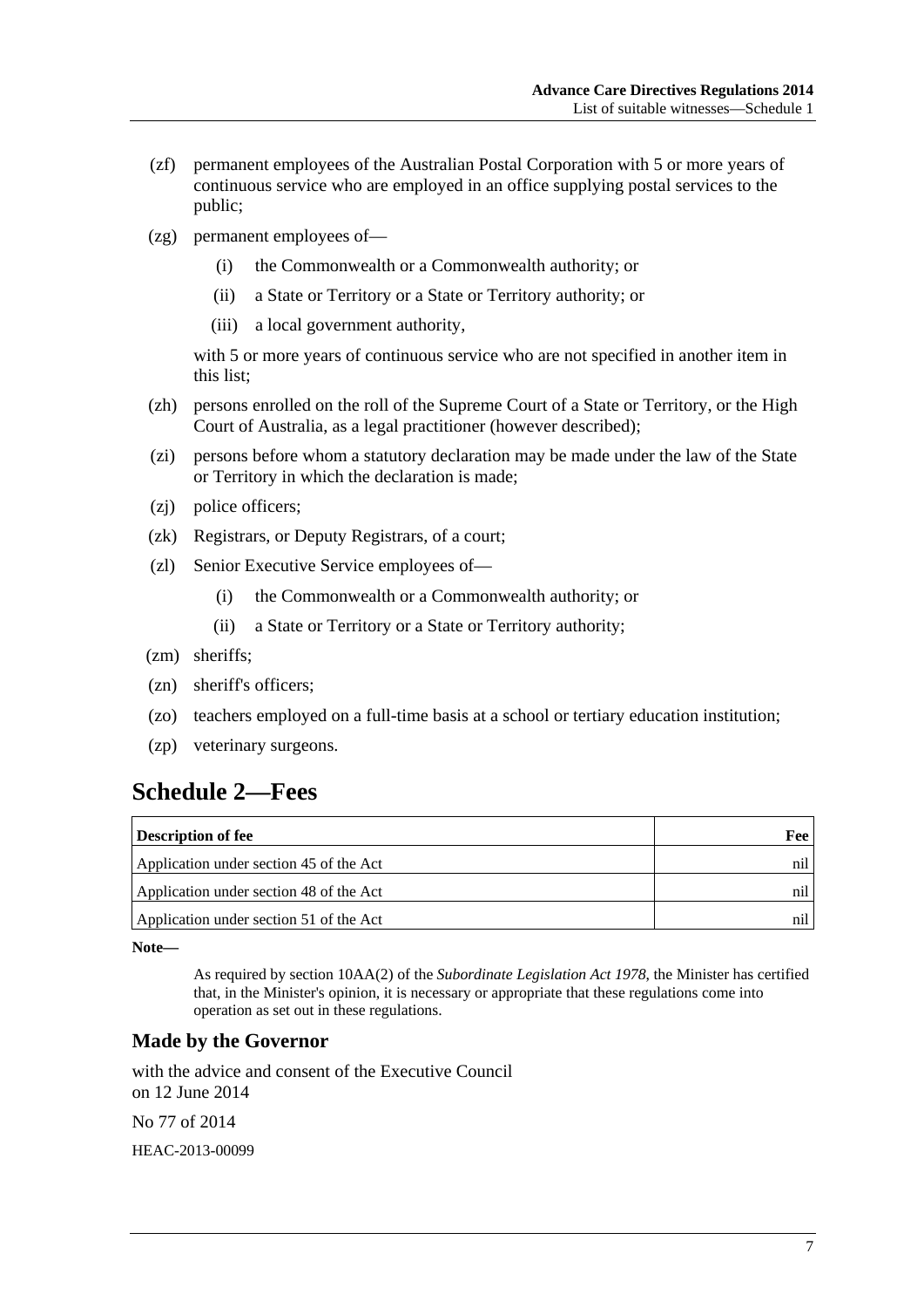(zf) permanent employees of the Australian Postal Corporation with 5 or more years of continuous service who are employed in an office supplying postal services to the public;

(zg) permanent employees of—

  (i) the Commonwealth or a Commonwealth authority; or

  (ii) a State or Territory or a State or Territory authority; or

  (iii) a local government authority,

with 5 or more years of continuous service who are not specified in another item in this list;

(zh) persons enrolled on the roll of the Supreme Court of a State or Territory, or the High Court of Australia, as a legal practitioner (however described);

(zi) persons before whom a statutory declaration may be made under the law of the State or Territory in which the declaration is made;

(zj) police officers;

(zk) Registrars, or Deputy Registrars, of a court;

(zl) Senior Executive Service employees of—

  (i) the Commonwealth or a Commonwealth authority; or

  (ii) a State or Territory or a State or Territory authority;

(zm) sheriffs;

(zn) sheriff's officers;

(zo) teachers employed on a full-time basis at a school or tertiary education institution;

(zp) veterinary surgeons.

# Schedule 2—Fees

| Description of fee | Fee |
|---|---|
| Application under section 45 of the Act | nil |
| Application under section 48 of the Act | nil |
| Application under section 51 of the Act | nil |

**Note—**

As required by section 10AA(2) of the *Subordinate Legislation Act 1978*, the Minister has certified that, in the Minister's opinion, it is necessary or appropriate that these regulations come into operation as set out in these regulations.

## Made by the Governor

with the advice and consent of the Executive Council
on 12 June 2014

No 77 of 2014

HEAC-2013-00099